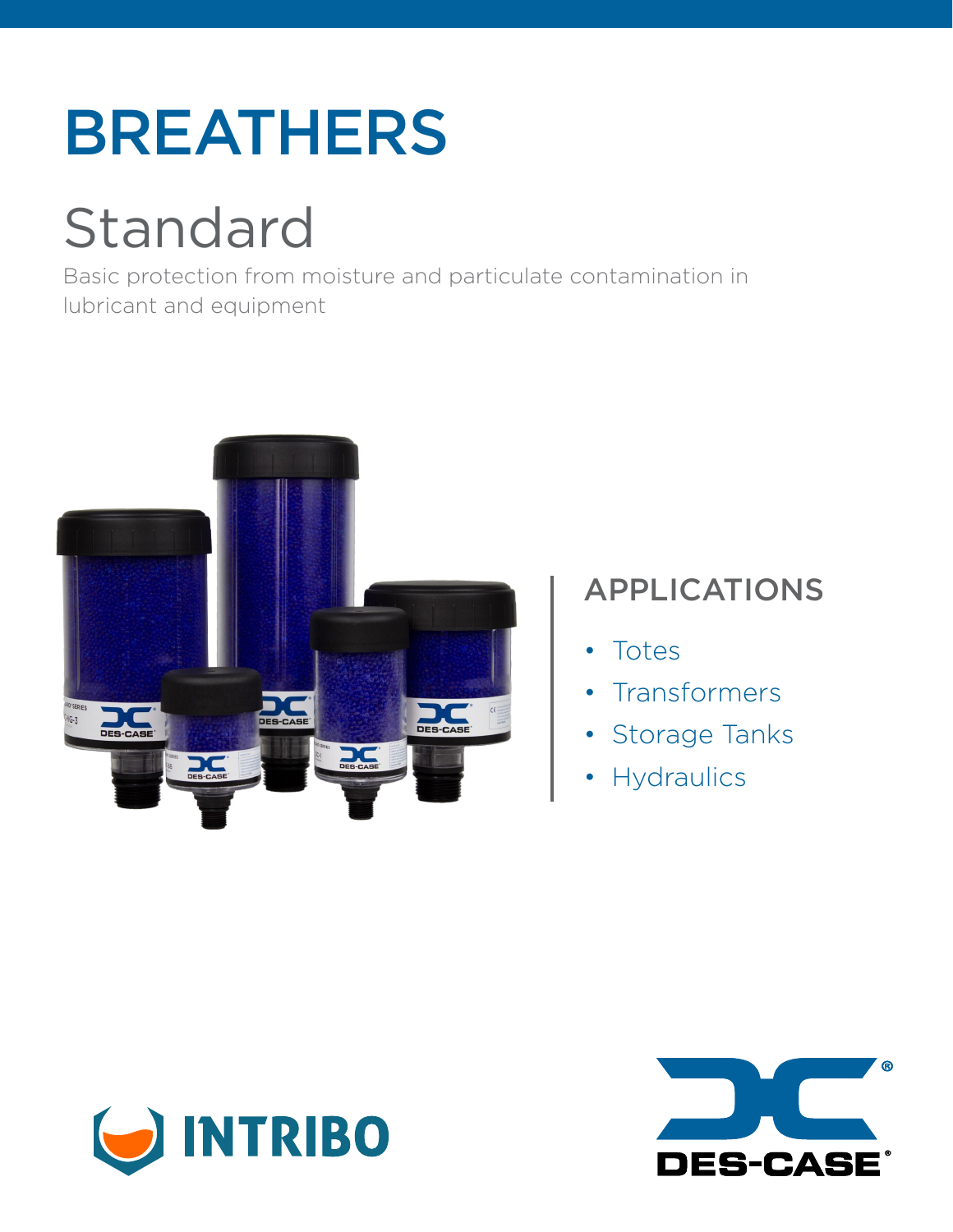# BREATHERS

## Standard

Basic protection from moisture and particulate contamination in lubricant and equipment

### APPLICATIONS

- Totes
- Transformers
- Storage Tanks
- Hydraulics

INTRIBO

DES-CASE®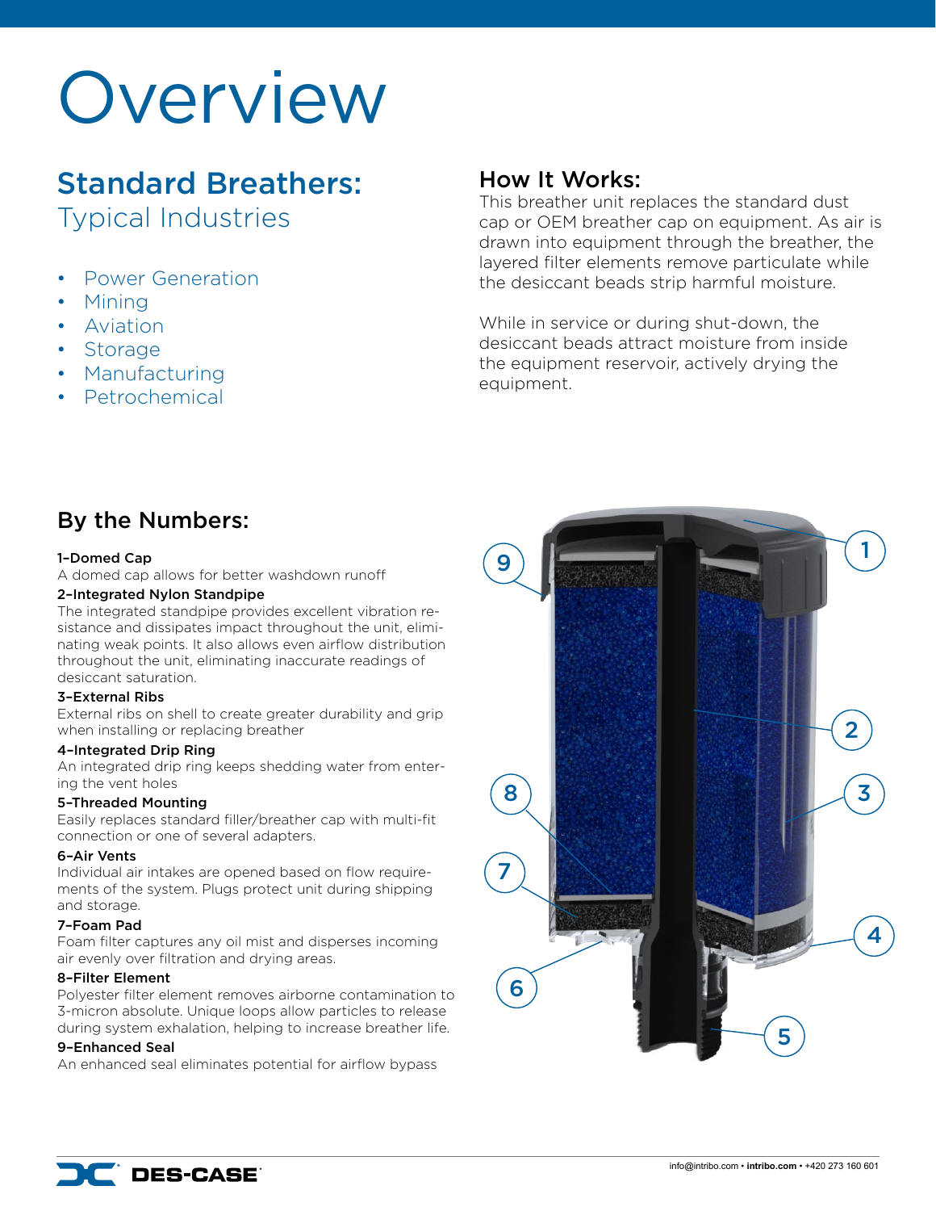# Overview

## Standard Breathers:
### Typical Industries

- Power Generation
- Mining
- Aviation
- Storage
- Manufacturing
- Petrochemical

## How It Works:

This breather unit replaces the standard dust cap or OEM breather cap on equipment. As air is drawn into equipment through the breather, the layered filter elements remove particulate while the desiccant beads strip harmful moisture.

While in service or during shut-down, the desiccant beads attract moisture from inside the equipment reservoir, actively drying the equipment.

## By the Numbers:

**1–Domed Cap**
A domed cap allows for better washdown runoff

**2–Integrated Nylon Standpipe**
The integrated standpipe provides excellent vibration resistance and dissipates impact throughout the unit, eliminating weak points. It also allows even airflow distribution throughout the unit, eliminating inaccurate readings of desiccant saturation.

**3–External Ribs**
External ribs on shell to create greater durability and grip when installing or replacing breather

**4–Integrated Drip Ring**
An integrated drip ring keeps shedding water from entering the vent holes

**5–Threaded Mounting**
Easily replaces standard filler/breather cap with multi-fit connection or one of several adapters.

**6–Air Vents**
Individual air intakes are opened based on flow requirements of the system. Plugs protect unit during shipping and storage.

**7–Foam Pad**
Foam filter captures any oil mist and disperses incoming air evenly over filtration and drying areas.

**8–Filter Element**
Polyester filter element removes airborne contamination to 3-micron absolute. Unique loops allow particles to release during system exhalation, helping to increase breather life.

**9–Enhanced Seal**
An enhanced seal eliminates potential for airflow bypass

info@intribo.com • **intribo.com** • +420 273 160 601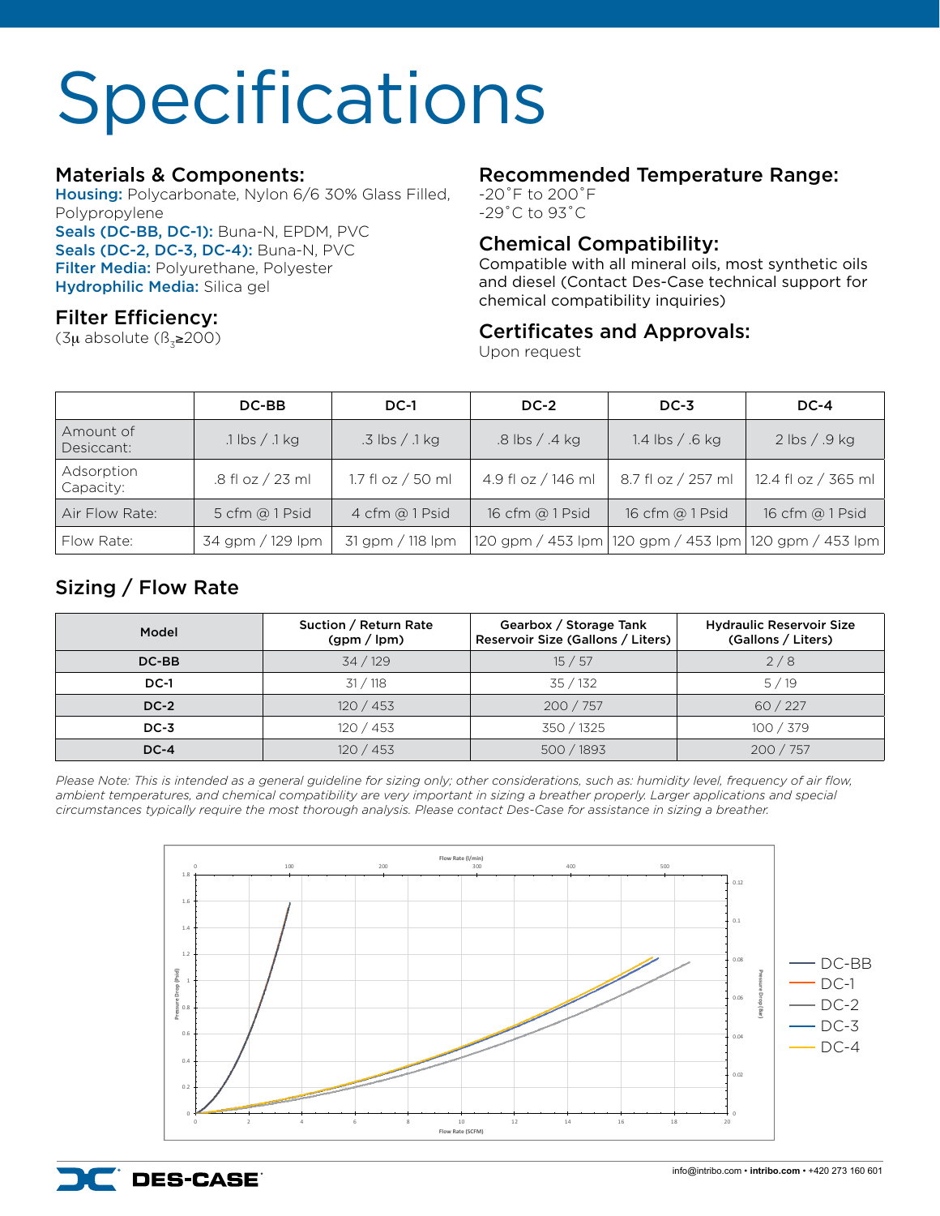# Specifications

## Materials & Components:

**Housing:** Polycarbonate, Nylon 6/6 30% Glass Filled, Polypropylene
**Seals (DC-BB, DC-1):** Buna-N, EPDM, PVC
**Seals (DC-2, DC-3, DC-4):** Buna-N, PVC
**Filter Media:** Polyurethane, Polyester
**Hydrophilic Media:** Silica gel

## Filter Efficiency:

(3μ absolute ($\beta_3 \geq 200$))

## Recommended Temperature Range:

-20˚F to 200˚F
-29˚C to 93˚C

## Chemical Compatibility:

Compatible with all mineral oils, most synthetic oils and diesel (Contact Des-Case technical support for chemical compatibility inquiries)

## Certificates and Approvals:

Upon request

| | DC-BB | DC-1 | DC-2 | DC-3 | DC-4 |
|---|---|---|---|---|---|
| Amount of Desiccant: | .1 lbs / .1 kg | .3 lbs / .1 kg | .8 lbs / .4 kg | 1.4 lbs / .6 kg | 2 lbs / .9 kg |
| Adsorption Capacity: | .8 fl oz / 23 ml | 1.7 fl oz / 50 ml | 4.9 fl oz / 146 ml | 8.7 fl oz / 257 ml | 12.4 fl oz / 365 ml |
| Air Flow Rate: | 5 cfm @ 1 Psid | 4 cfm @ 1 Psid | 16 cfm @ 1 Psid | 16 cfm @ 1 Psid | 16 cfm @ 1 Psid |
| Flow Rate: | 34 gpm / 129 lpm | 31 gpm / 118 lpm | 120 gpm / 453 lpm | 120 gpm / 453 lpm | 120 gpm / 453 lpm |

## Sizing / Flow Rate

| Model | Suction / Return Rate (gpm / lpm) | Gearbox / Storage Tank Reservoir Size (Gallons / Liters) | Hydraulic Reservoir Size (Gallons / Liters) |
|---|---|---|---|
| DC-BB | 34 / 129 | 15 / 57 | 2 / 8 |
| DC-1 | 31 / 118 | 35 / 132 | 5 / 19 |
| DC-2 | 120 / 453 | 200 / 757 | 60 / 227 |
| DC-3 | 120 / 453 | 350 / 1325 | 100 / 379 |
| DC-4 | 120 / 453 | 500 / 1893 | 200 / 757 |

*Please Note: This is intended as a general guideline for sizing only; other considerations, such as: humidity level, frequency of air flow, ambient temperatures, and chemical compatibility are very important in sizing a breather properly. Larger applications and special circumstances typically require the most thorough analysis. Please contact Des-Case for assistance in sizing a breather.*

Flow Rate (l/min)
0 100 200 300 400 500
Pressure Drop (Psid)
0 0.2 0.4 0.6 0.8 1 1.2 1.4 1.6 1.8
Pressure Drop (Bar)
0 0.02 0.04 0.06 0.08 0.1 0.12
Flow Rate (SCFM)
0 2 4 6 8 10 12 14 16 18 20

DC-BB
DC-1
DC-2
DC-3
DC-4

DES-CASE

info@intribo.com • intribo.com • +420 273 160 601